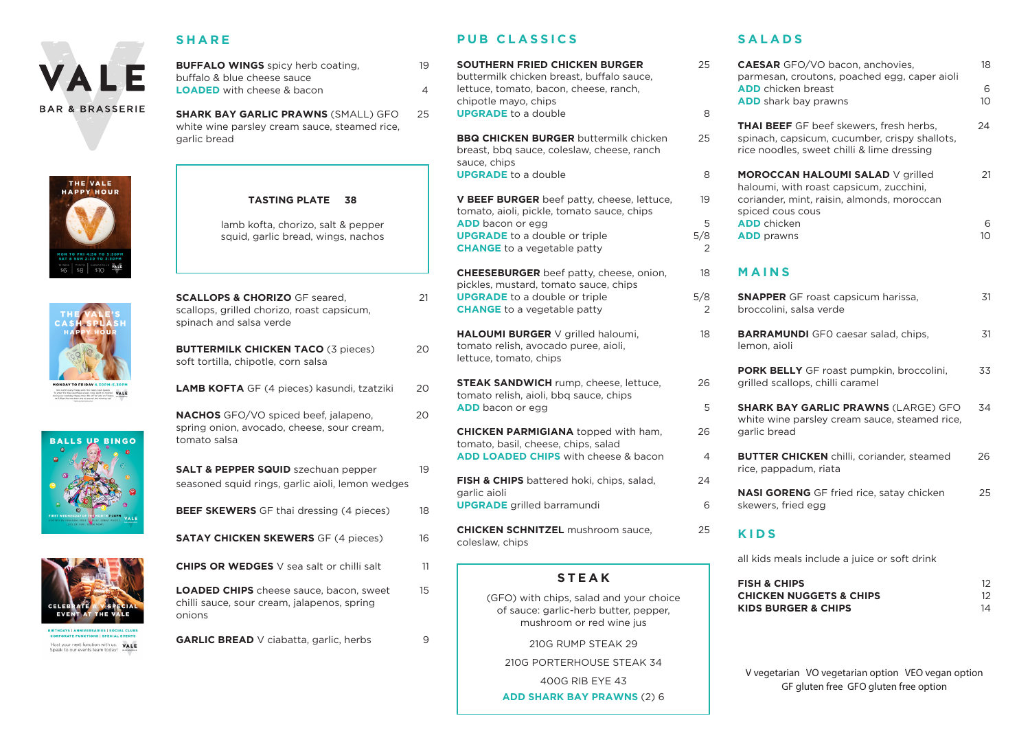# VALE

BAR & BRASSERIE

THE VALE HAPPY HOUR

MON TO FRI 4:30 TO 5:30PM
SAT & SUN 2:30 TO 3:30PM

WINES $6 | PINTS $8 | COCKTAILS $10

THE VALE'S CASH SPLASH HAPPY HOUR

MONDAY TO FRIDAY 4.30PM-5.30PM

BALLS UP BINGO

FIRST WEDNESDAY OF THE MONTH 7:30PM

CELEBRATE A SPECIAL EVENT AT THE VALE

BIRTHDAYS | ANNIVERSARIES | SOCIAL CLUBS
CORPORATE FUNCTIONS | SPECIAL EVENTS

Host your next function with us. Speak to our events team today!

## SHARE

**BUFFALO WINGS** spicy herb coating, buffalo & blue cheese sauce — 19
**LOADED** with cheese & bacon — 4

**SHARK BAY GARLIC PRAWNS** (SMALL) GFO white wine parsley cream sauce, steamed rice, garlic bread — 25

**TASTING PLATE 38**
lamb kofta, chorizo, salt & pepper squid, garlic bread, wings, nachos

**SCALLOPS & CHORIZO** GF seared, scallops, grilled chorizo, roast capsicum, spinach and salsa verde — 21

**BUTTERMILK CHICKEN TACO** (3 pieces) soft tortilla, chipotle, corn salsa — 20

**LAMB KOFTA** GF (4 pieces) kasundi, tzatziki — 20

**NACHOS** GFO/VO spiced beef, jalapeno, spring onion, avocado, cheese, sour cream, tomato salsa — 20

**SALT & PEPPER SQUID** szechuan pepper seasoned squid rings, garlic aioli, lemon wedges — 19

**BEEF SKEWERS** GF thai dressing (4 pieces) — 18

**SATAY CHICKEN SKEWERS** GF (4 pieces) — 16

**CHIPS OR WEDGES** V sea salt or chilli salt — 11

**LOADED CHIPS** cheese sauce, bacon, sweet chilli sauce, sour cream, jalapenos, spring onions — 15

**GARLIC BREAD** V ciabatta, garlic, herbs — 9

## PUB CLASSICS

**SOUTHERN FRIED CHICKEN BURGER** buttermilk chicken breast, buffalo sauce, lettuce, tomato, bacon, cheese, ranch, chipotle mayo, chips — 25
**UPGRADE** to a double — 8

**BBQ CHICKEN BURGER** buttermilk chicken breast, bbq sauce, coleslaw, cheese, ranch sauce, chips — 25
**UPGRADE** to a double — 8

**V BEEF BURGER** beef patty, cheese, lettuce, tomato, aioli, pickle, tomato sauce, chips — 19
**ADD** bacon or egg — 5
**UPGRADE** to a double or triple — 5/8
**CHANGE** to a vegetable patty — 2

**CHEESEBURGER** beef patty, cheese, onion, pickles, mustard, tomato sauce, chips — 18
**UPGRADE** to a double or triple — 5/8
**CHANGE** to a vegetable patty — 2

**HALOUMI BURGER** V grilled haloumi, tomato relish, avocado puree, aioli, lettuce, tomato, chips — 18

**STEAK SANDWICH** rump, cheese, lettuce, tomato relish, aioli, bbq sauce, chips — 26
**ADD** bacon or egg — 5

**CHICKEN PARMIGIANA** topped with ham, tomato, basil, cheese, chips, salad — 26
**ADD LOADED CHIPS** with cheese & bacon — 4

**FISH & CHIPS** battered hoki, chips, salad, garlic aioli — 24
**UPGRADE** grilled barramundi — 6

**CHICKEN SCHNITZEL** mushroom sauce, coleslaw, chips — 25

## STEAK

(GFO) with chips, salad and your choice of sauce: garlic-herb butter, pepper, mushroom or red wine jus

210G RUMP STEAK 29

210G PORTERHOUSE STEAK 34

400G RIB EYE 43

**ADD SHARK BAY PRAWNS** (2) 6

## SALADS

**CAESAR** GFO/VO bacon, anchovies, parmesan, croutons, poached egg, caper aioli — 18
**ADD** chicken breast — 6
**ADD** shark bay prawns — 10

**THAI BEEF** GF beef skewers, fresh herbs, spinach, capsicum, cucumber, crispy shallots, rice noodles, sweet chilli & lime dressing — 24

**MOROCCAN HALOUMI SALAD** V grilled haloumi, with roast capsicum, zucchini, coriander, mint, raisin, almonds, moroccan spiced cous cous — 21
**ADD** chicken — 6
**ADD** prawns — 10

## MAINS

**SNAPPER** GF roast capsicum harissa, broccolini, salsa verde — 31

**BARRAMUNDI** GFO caesar salad, chips, lemon, aioli — 31

**PORK BELLY** GF roast pumpkin, broccolini, grilled scallops, chilli caramel — 33

**SHARK BAY GARLIC PRAWNS** (LARGE) GFO white wine parsley cream sauce, steamed rice, garlic bread — 34

**BUTTER CHICKEN** chilli, coriander, steamed rice, pappadum, riata — 26

**NASI GORENG** GF fried rice, satay chicken skewers, fried egg — 25

## KIDS

all kids meals include a juice or soft drink

**FISH & CHIPS** — 12
**CHICKEN NUGGETS & CHIPS** — 12
**KIDS BURGER & CHIPS** — 14

V vegetarian VO vegetarian option VEO vegan option
GF gluten free GFO gluten free option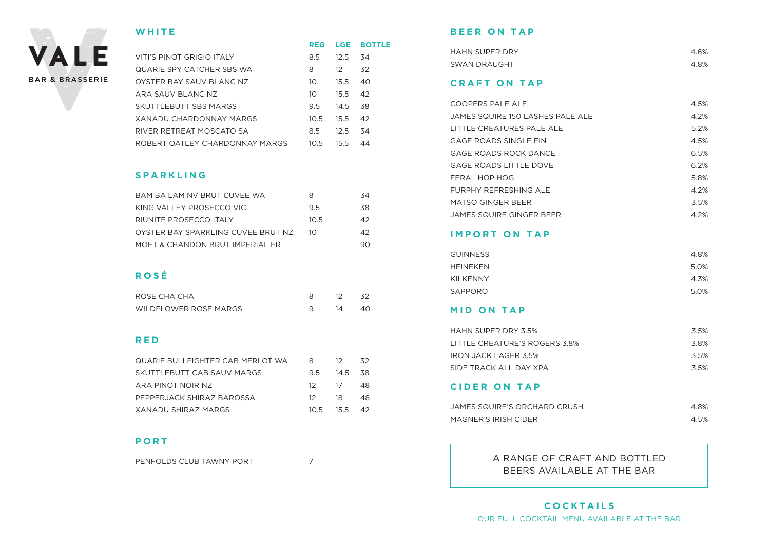VALE

BAR & BRASSERIE

## WHITE

| | REG | LGE | BOTTLE |
|---|---|---|---|
| VITI'S PINOT GRIGIO ITALY | 8.5 | 12.5 | 34 |
| QUARIE SPY CATCHER SBS WA | 8 | 12 | 32 |
| OYSTER BAY SAUV BLANC NZ | 10 | 15.5 | 40 |
| ARA SAUV BLANC NZ | 10 | 15.5 | 42 |
| SKUTTLEBUTT SBS MARGS | 9.5 | 14.5 | 38 |
| XANADU CHARDONNAY MARGS | 10.5 | 15.5 | 42 |
| RIVER RETREAT MOSCATO SA | 8.5 | 12.5 | 34 |
| ROBERT OATLEY CHARDONNAY MARGS | 10.5 | 15.5 | 44 |

## SPARKLING

| | | | |
|---|---|---|---|
| BAM BA LAM NV BRUT CUVEE WA | 8 | | 34 |
| KING VALLEY PROSECCO VIC | 9.5 | | 38 |
| RIUNITE PROSECCO ITALY | 10.5 | | 42 |
| OYSTER BAY SPARKLING CUVEE BRUT NZ | 10 | | 42 |
| MOET & CHANDON BRUT IMPERIAL FR | | | 90 |

## ROSÉ

| | | | |
|---|---|---|---|
| ROSE CHA CHA | 8 | 12 | 32 |
| WILDFLOWER ROSE MARGS | 9 | 14 | 40 |

## RED

| | | | |
|---|---|---|---|
| QUARIE BULLFIGHTER CAB MERLOT WA | 8 | 12 | 32 |
| SKUTTLEBUTT CAB SAUV MARGS | 9.5 | 14.5 | 38 |
| ARA PINOT NOIR NZ | 12 | 17 | 48 |
| PEPPERJACK SHIRAZ BAROSSA | 12 | 18 | 48 |
| XANADU SHIRAZ MARGS | 10.5 | 15.5 | 42 |

## PORT

| | |
|---|---|
| PENFOLDS CLUB TAWNY PORT | 7 |

## BEER ON TAP

| | |
|---|---|
| HAHN SUPER DRY | 4.6% |
| SWAN DRAUGHT | 4.8% |

## CRAFT ON TAP

| | |
|---|---|
| COOPERS PALE ALE | 4.5% |
| JAMES SQUIRE 150 LASHES PALE ALE | 4.2% |
| LITTLE CREATURES PALE ALE | 5.2% |
| GAGE ROADS SINGLE FIN | 4.5% |
| GAGE ROADS ROCK DANCE | 6.5% |
| GAGE ROADS LITTLE DOVE | 6.2% |
| FERAL HOP HOG | 5.8% |
| FURPHY REFRESHING ALE | 4.2% |
| MATSO GINGER BEER | 3.5% |
| JAMES SQUIRE GINGER BEER | 4.2% |

## IMPORT ON TAP

| | |
|---|---|
| GUINNESS | 4.8% |
| HEINEKEN | 5.0% |
| KILKENNY | 4.3% |
| SAPPORO | 5.0% |

## MID ON TAP

| | |
|---|---|
| HAHN SUPER DRY 3.5% | 3.5% |
| LITTLE CREATURE'S ROGERS 3.8% | 3.8% |
| IRON JACK LAGER 3.5% | 3.5% |
| SIDE TRACK ALL DAY XPA | 3.5% |

## CIDER ON TAP

| | |
|---|---|
| JAMES SQUIRE'S ORCHARD CRUSH | 4.8% |
| MAGNER'S IRISH CIDER | 4.5% |

A RANGE OF CRAFT AND BOTTLED BEERS AVAILABLE AT THE BAR

## COCKTAILS

OUR FULL COCKTAIL MENU AVAILABLE AT THE BAR